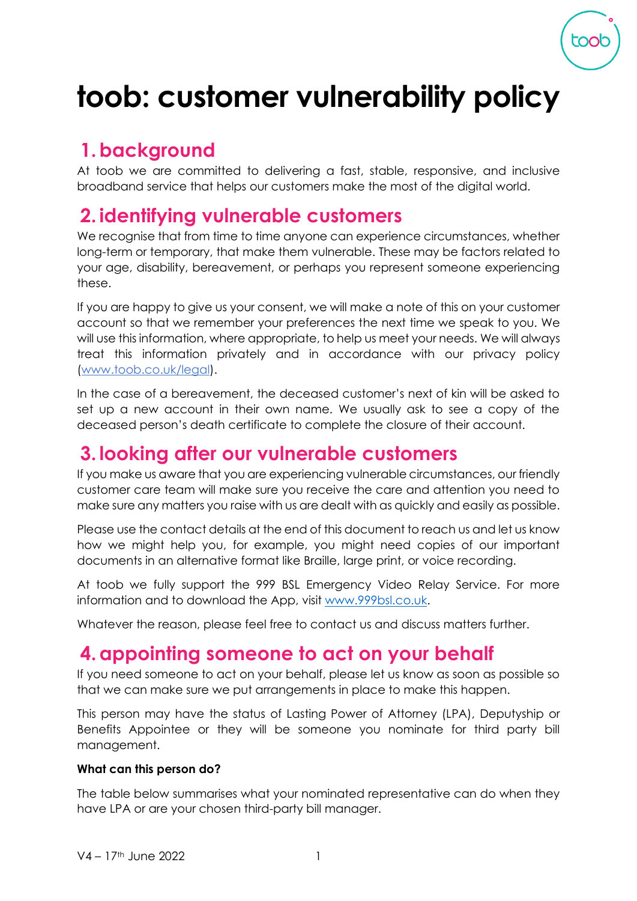# toob: customer vulnerability policy

## 1. background

At toob we are committed to delivering a fast, stable, responsive, and inclusive broadband service that helps our customers make the most of the digital world.

## 2. identifying vulnerable customers

We recognise that from time to time anyone can experience circumstances, whether long-term or temporary, that make them vulnerable. These may be factors related to your age, disability, bereavement, or perhaps you represent someone experiencing these.

If you are happy to give us your consent, we will make a note of this on your customer account so that we remember your preferences the next time we speak to you. We will use this information, where appropriate, to help us meet your needs. We will always treat this information privately and in accordance with our privacy policy (www.toob.co.uk/legal).

In the case of a bereavement, the deceased customer's next of kin will be asked to set up a new account in their own name. We usually ask to see a copy of the deceased person's death certificate to complete the closure of their account.

## 3. looking after our vulnerable customers

If you make us aware that you are experiencing vulnerable circumstances, our friendly customer care team will make sure you receive the care and attention you need to make sure any matters you raise with us are dealt with as quickly and easily as possible.

Please use the contact details at the end of this document to reach us and let us know how we might help you, for example, you might need copies of our important documents in an alternative format like Braille, large print, or voice recording.

At toob we fully support the 999 BSL Emergency Video Relay Service. For more information and to download the App, visit www.999bsl.co.uk.

Whatever the reason, please feel free to contact us and discuss matters further.

## 4. appointing someone to act on your behalf

If you need someone to act on your behalf, please let us know as soon as possible so that we can make sure we put arrangements in place to make this happen.

This person may have the status of Lasting Power of Attorney (LPA), Deputyship or Benefits Appointee or they will be someone you nominate for third party bill management.

**What can this person do?**

The table below summarises what your nominated representative can do when they have LPA or are your chosen third-party bill manager.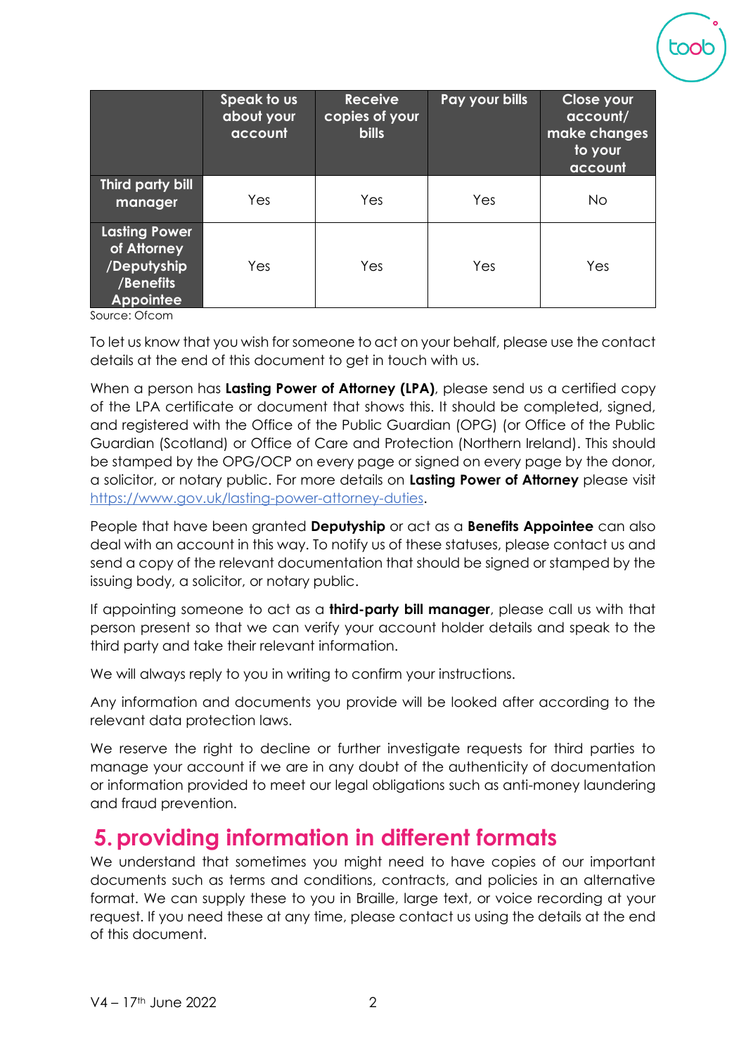| | Speak to us about your account | Receive copies of your bills | Pay your bills | Close your account/ make changes to your account |
|---|---|---|---|---|
| **Third party bill manager** | Yes | Yes | Yes | No |
| **Lasting Power of Attorney /Deputyship /Benefits Appointee** | Yes | Yes | Yes | Yes |

Source: Ofcom

To let us know that you wish for someone to act on your behalf, please use the contact details at the end of this document to get in touch with us.

When a person has **Lasting Power of Attorney (LPA)**, please send us a certified copy of the LPA certificate or document that shows this. It should be completed, signed, and registered with the Office of the Public Guardian (OPG) (or Office of the Public Guardian (Scotland) or Office of Care and Protection (Northern Ireland). This should be stamped by the OPG/OCP on every page or signed on every page by the donor, a solicitor, or notary public. For more details on **Lasting Power of Attorney** please visit [https://www.gov.uk/lasting-power-attorney-duties](https://www.gov.uk/lasting-power-attorney-duties).

People that have been granted **Deputyship** or act as a **Benefits Appointee** can also deal with an account in this way. To notify us of these statuses, please contact us and send a copy of the relevant documentation that should be signed or stamped by the issuing body, a solicitor, or notary public.

If appointing someone to act as a **third-party bill manager**, please call us with that person present so that we can verify your account holder details and speak to the third party and take their relevant information.

We will always reply to you in writing to confirm your instructions.

Any information and documents you provide will be looked after according to the relevant data protection laws.

We reserve the right to decline or further investigate requests for third parties to manage your account if we are in any doubt of the authenticity of documentation or information provided to meet our legal obligations such as anti-money laundering and fraud prevention.

## 5. providing information in different formats

We understand that sometimes you might need to have copies of our important documents such as terms and conditions, contracts, and policies in an alternative format. We can supply these to you in Braille, large text, or voice recording at your request. If you need these at any time, please contact us using the details at the end of this document.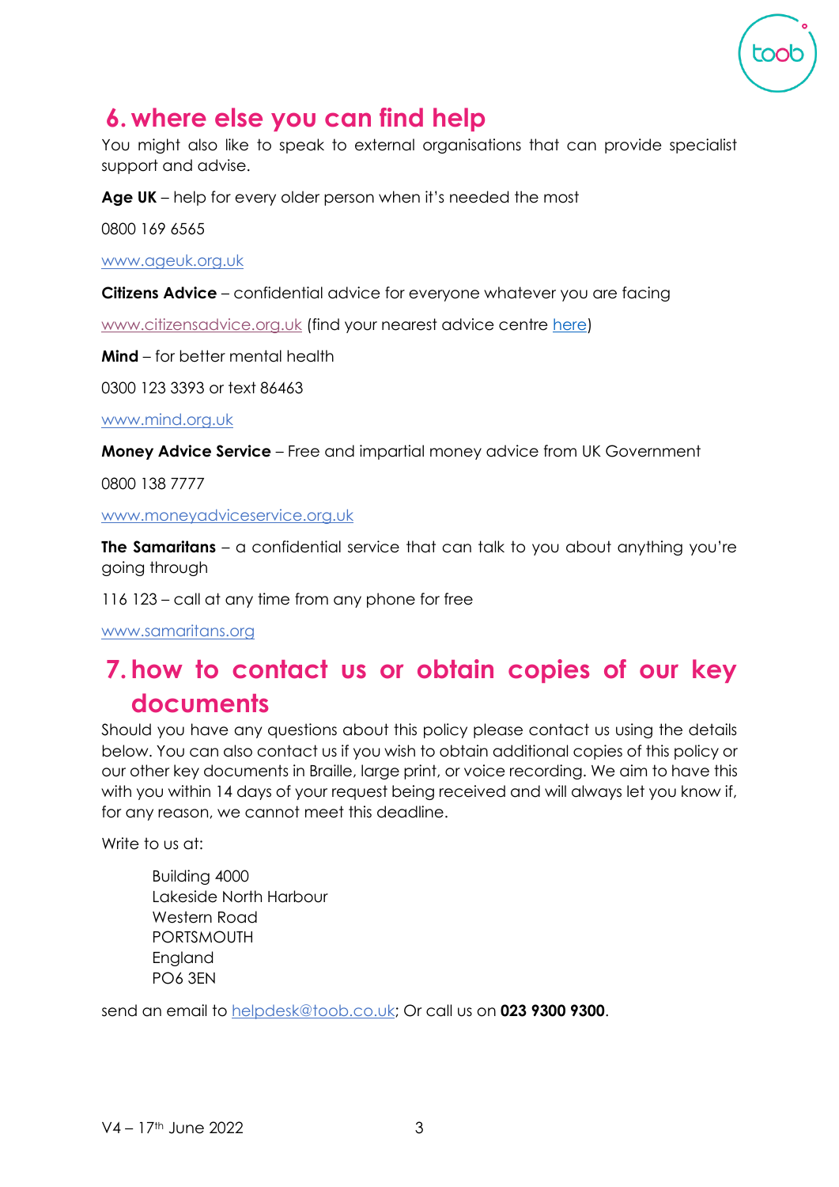## 6. where else you can find help

You might also like to speak to external organisations that can provide specialist support and advise.

**Age UK** – help for every older person when it's needed the most

0800 169 6565

www.ageuk.org.uk

**Citizens Advice** – confidential advice for everyone whatever you are facing

www.citizensadvice.org.uk (find your nearest advice centre here)

**Mind** – for better mental health

0300 123 3393 or text 86463

www.mind.org.uk

**Money Advice Service** – Free and impartial money advice from UK Government

0800 138 7777

www.moneyadviceservice.org.uk

**The Samaritans** – a confidential service that can talk to you about anything you're going through

116 123 – call at any time from any phone for free

www.samaritans.org

## 7. how to contact us or obtain copies of our key documents

Should you have any questions about this policy please contact us using the details below. You can also contact us if you wish to obtain additional copies of this policy or our other key documents in Braille, large print, or voice recording. We aim to have this with you within 14 days of your request being received and will always let you know if, for any reason, we cannot meet this deadline.

Write to us at:

Building 4000
Lakeside North Harbour
Western Road
PORTSMOUTH
England
PO6 3EN

send an email to helpdesk@toob.co.uk; Or call us on **023 9300 9300**.

V4 – 17th June 2022